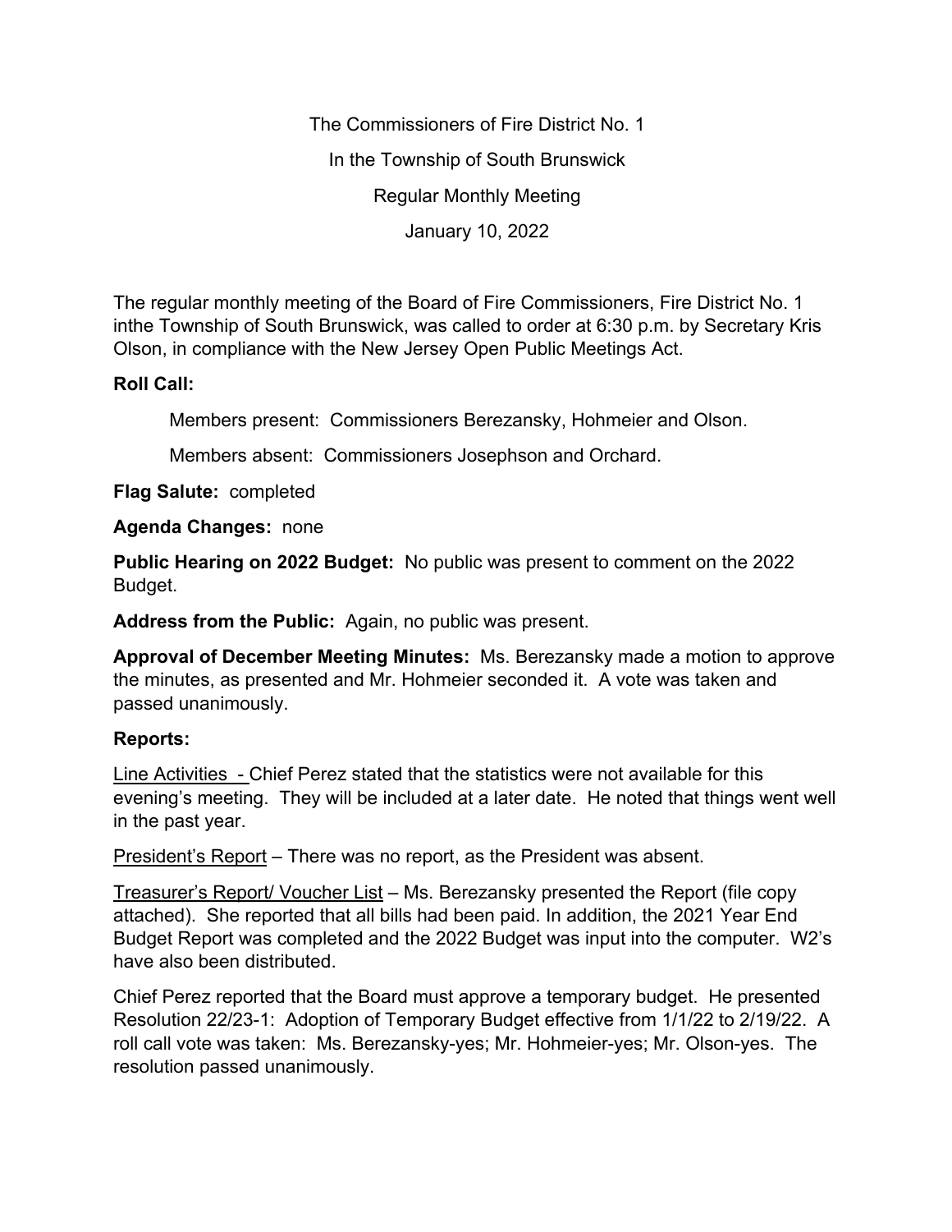The Commissioners of Fire District No. 1

In the Township of South Brunswick

Regular Monthly Meeting

January 10, 2022

The regular monthly meeting of the Board of Fire Commissioners, Fire District No. 1 inthe Township of South Brunswick, was called to order at 6:30 p.m. by Secretary Kris Olson, in compliance with the New Jersey Open Public Meetings Act.

**Roll Call:**

Members present: Commissioners Berezansky, Hohmeier and Olson.

Members absent: Commissioners Josephson and Orchard.

**Flag Salute:** completed

**Agenda Changes:** none

**Public Hearing on 2022 Budget:** No public was present to comment on the 2022 Budget.

**Address from the Public:** Again, no public was present.

**Approval of December Meeting Minutes:** Ms. Berezansky made a motion to approve the minutes, as presented and Mr. Hohmeier seconded it. A vote was taken and passed unanimously.

**Reports:**

Line Activities - Chief Perez stated that the statistics were not available for this evening's meeting. They will be included at a later date. He noted that things went well in the past year.

President's Report – There was no report, as the President was absent.

Treasurer's Report/ Voucher List – Ms. Berezansky presented the Report (file copy attached). She reported that all bills had been paid. In addition, the 2021 Year End Budget Report was completed and the 2022 Budget was input into the computer. W2's have also been distributed.

Chief Perez reported that the Board must approve a temporary budget. He presented Resolution 22/23-1: Adoption of Temporary Budget effective from 1/1/22 to 2/19/22. A roll call vote was taken: Ms. Berezansky-yes; Mr. Hohmeier-yes; Mr. Olson-yes. The resolution passed unanimously.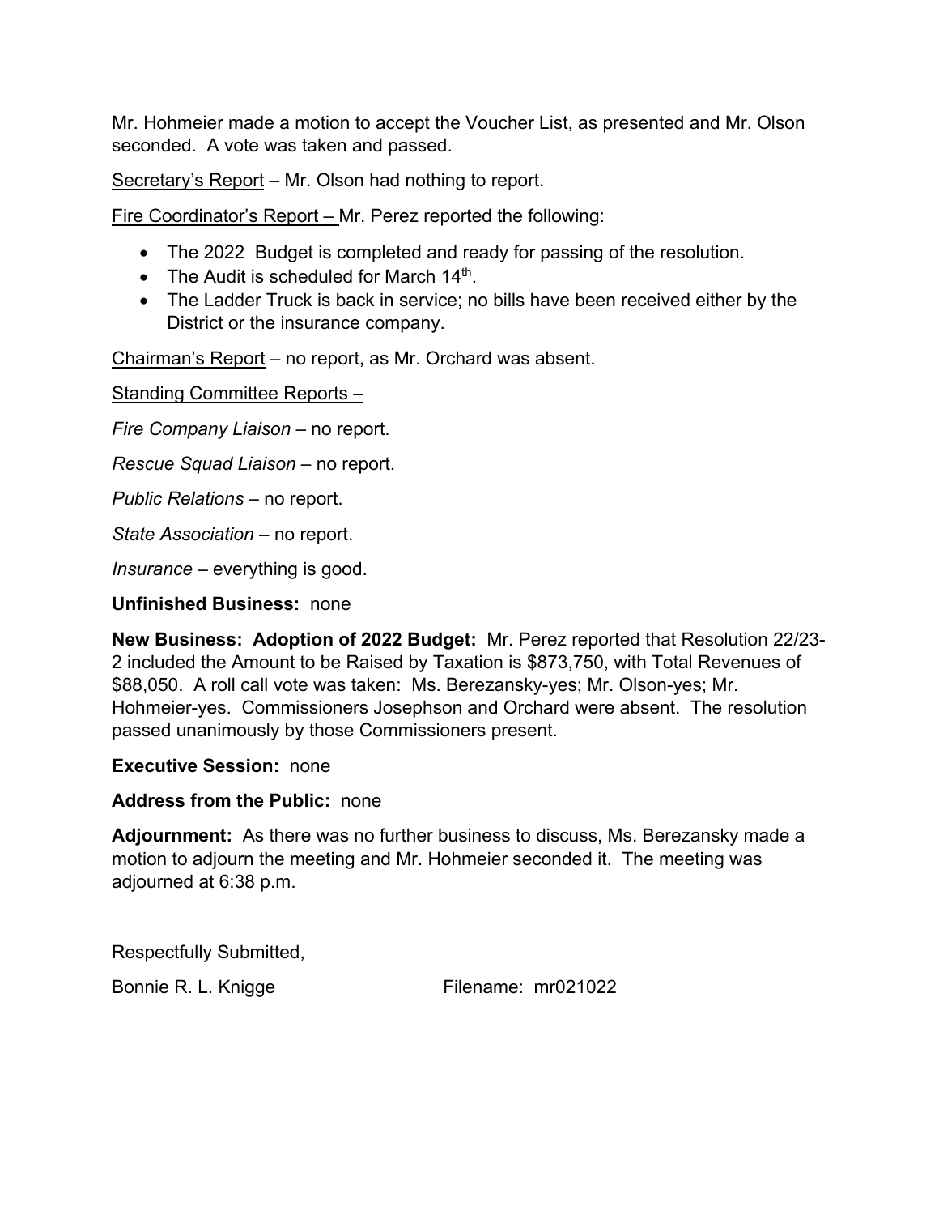Mr. Hohmeier made a motion to accept the Voucher List, as presented and Mr. Olson seconded. A vote was taken and passed.

Secretary's Report – Mr. Olson had nothing to report.

Fire Coordinator's Report – Mr. Perez reported the following:

- The 2022 Budget is completed and ready for passing of the resolution.
- The Audit is scheduled for March 14th.
- The Ladder Truck is back in service; no bills have been received either by the District or the insurance company.

Chairman's Report – no report, as Mr. Orchard was absent.

Standing Committee Reports –

*Fire Company Liaison* – no report.

*Rescue Squad Liaison* – no report.

*Public Relations* – no report.

*State Association* – no report.

*Insurance* – everything is good.

**Unfinished Business:** none

**New Business: Adoption of 2022 Budget:** Mr. Perez reported that Resolution 22/23-2 included the Amount to be Raised by Taxation is $873,750, with Total Revenues of $88,050. A roll call vote was taken: Ms. Berezansky-yes; Mr. Olson-yes; Mr. Hohmeier-yes. Commissioners Josephson and Orchard were absent. The resolution passed unanimously by those Commissioners present.

**Executive Session:** none

**Address from the Public:** none

**Adjournment:** As there was no further business to discuss, Ms. Berezansky made a motion to adjourn the meeting and Mr. Hohmeier seconded it. The meeting was adjourned at 6:38 p.m.

Respectfully Submitted,

Bonnie R. L. Knigge Filename: mr021022